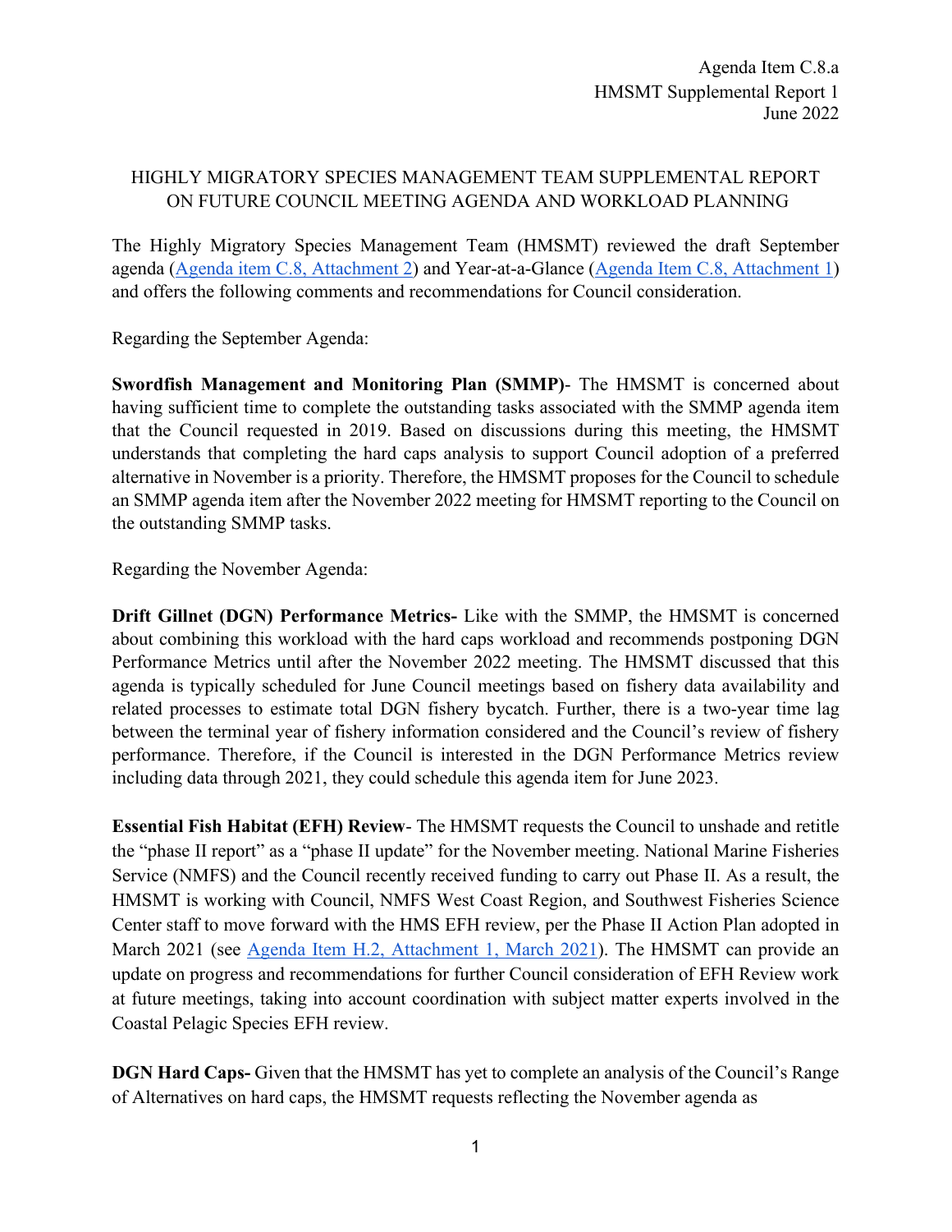Agenda Item C.8.a
HMSMT Supplemental Report 1
June 2022

# HIGHLY MIGRATORY SPECIES MANAGEMENT TEAM SUPPLEMENTAL REPORT ON FUTURE COUNCIL MEETING AGENDA AND WORKLOAD PLANNING

The Highly Migratory Species Management Team (HMSMT) reviewed the draft September agenda (Agenda item C.8, Attachment 2) and Year-at-a-Glance (Agenda Item C.8, Attachment 1) and offers the following comments and recommendations for Council consideration.

Regarding the September Agenda:

**Swordfish Management and Monitoring Plan (SMMP)**- The HMSMT is concerned about having sufficient time to complete the outstanding tasks associated with the SMMP agenda item that the Council requested in 2019. Based on discussions during this meeting, the HMSMT understands that completing the hard caps analysis to support Council adoption of a preferred alternative in November is a priority. Therefore, the HMSMT proposes for the Council to schedule an SMMP agenda item after the November 2022 meeting for HMSMT reporting to the Council on the outstanding SMMP tasks.

Regarding the November Agenda:

**Drift Gillnet (DGN) Performance Metrics-** Like with the SMMP, the HMSMT is concerned about combining this workload with the hard caps workload and recommends postponing DGN Performance Metrics until after the November 2022 meeting. The HMSMT discussed that this agenda is typically scheduled for June Council meetings based on fishery data availability and related processes to estimate total DGN fishery bycatch. Further, there is a two-year time lag between the terminal year of fishery information considered and the Council's review of fishery performance. Therefore, if the Council is interested in the DGN Performance Metrics review including data through 2021, they could schedule this agenda item for June 2023.

**Essential Fish Habitat (EFH) Review**- The HMSMT requests the Council to unshade and retitle the "phase II report" as a "phase II update" for the November meeting. National Marine Fisheries Service (NMFS) and the Council recently received funding to carry out Phase II. As a result, the HMSMT is working with Council, NMFS West Coast Region, and Southwest Fisheries Science Center staff to move forward with the HMS EFH review, per the Phase II Action Plan adopted in March 2021 (see Agenda Item H.2, Attachment 1, March 2021). The HMSMT can provide an update on progress and recommendations for further Council consideration of EFH Review work at future meetings, taking into account coordination with subject matter experts involved in the Coastal Pelagic Species EFH review.

**DGN Hard Caps-** Given that the HMSMT has yet to complete an analysis of the Council's Range of Alternatives on hard caps, the HMSMT requests reflecting the November agenda as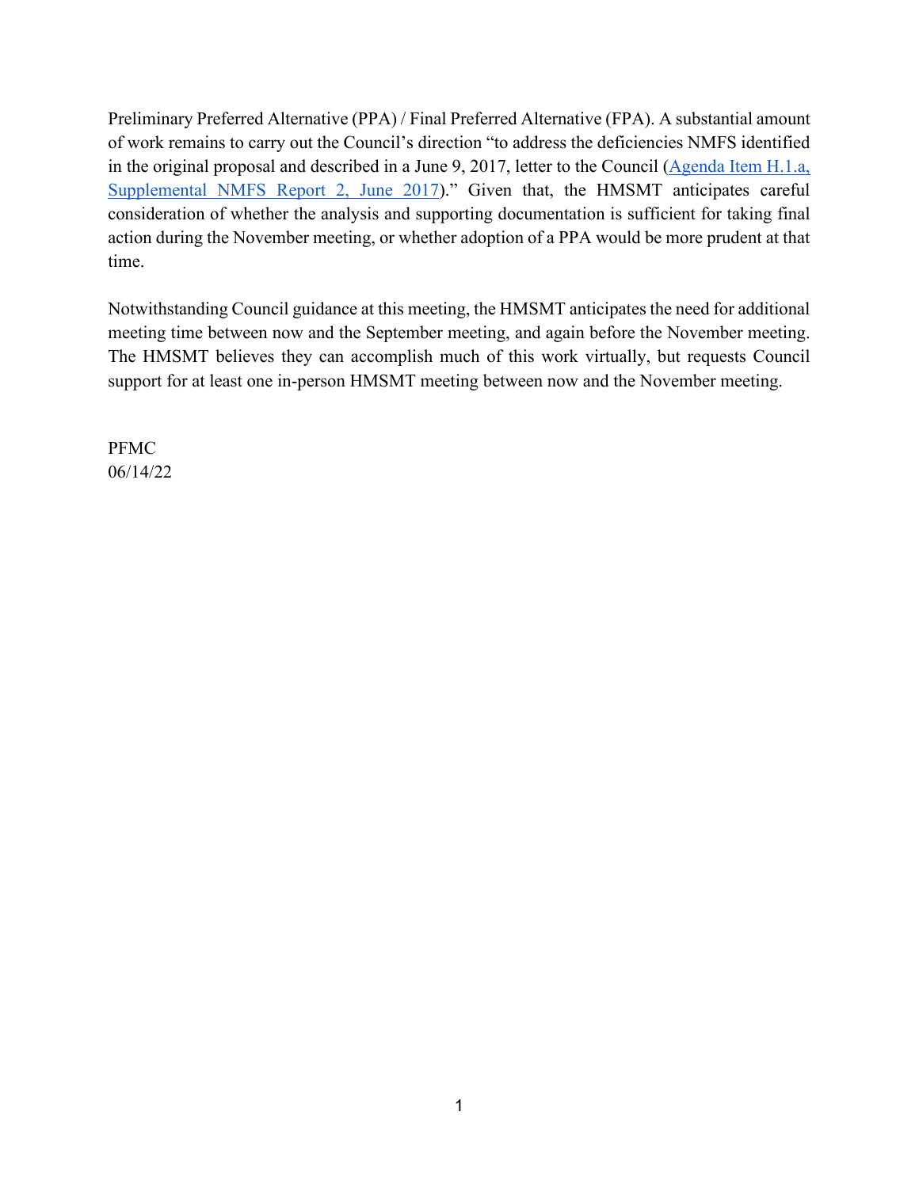Preliminary Preferred Alternative (PPA) / Final Preferred Alternative (FPA). A substantial amount of work remains to carry out the Council's direction "to address the deficiencies NMFS identified in the original proposal and described in a June 9, 2017, letter to the Council (Agenda Item H.1.a, Supplemental NMFS Report 2, June 2017)." Given that, the HMSMT anticipates careful consideration of whether the analysis and supporting documentation is sufficient for taking final action during the November meeting, or whether adoption of a PPA would be more prudent at that time.

Notwithstanding Council guidance at this meeting, the HMSMT anticipates the need for additional meeting time between now and the September meeting, and again before the November meeting. The HMSMT believes they can accomplish much of this work virtually, but requests Council support for at least one in-person HMSMT meeting between now and the November meeting.

PFMC
06/14/22